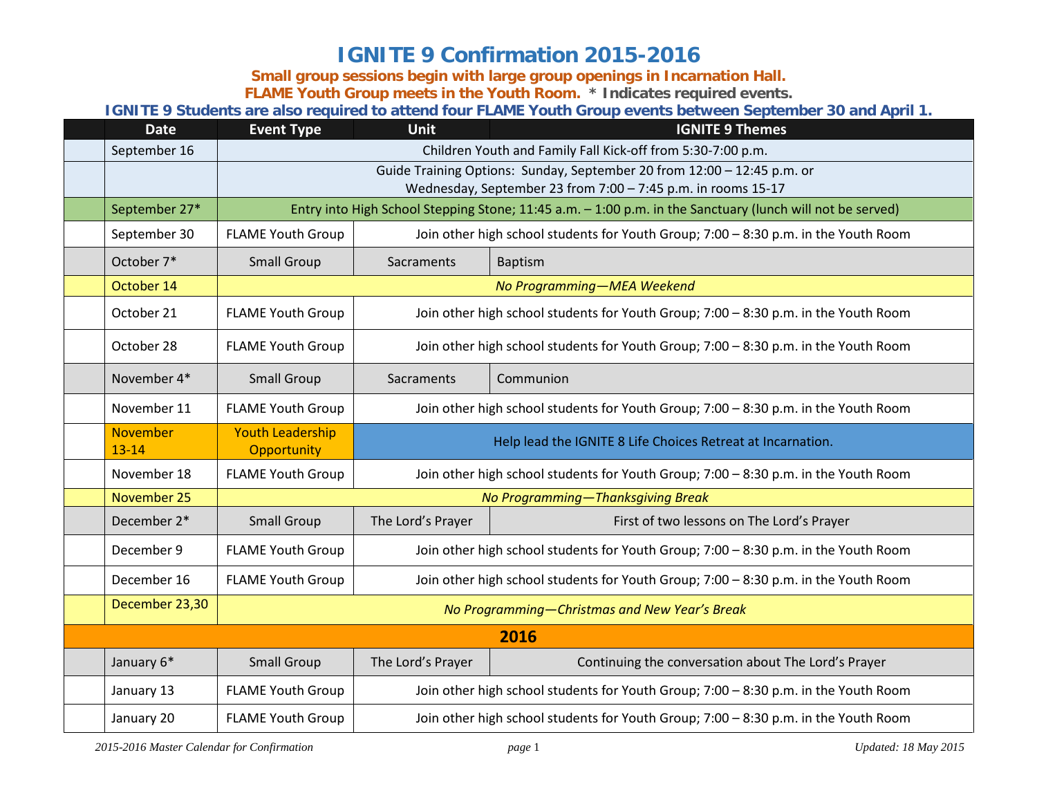# IGNITE 9 Confirmation 2015-2016

**Small group sessions begin with large group openings in Incarnation Hall.**
**FLAME Youth Group meets in the Youth Room.** * **Indicates required events.**
**IGNITE 9 Students are also required to attend four FLAME Youth Group events between September 30 and April 1.**

| | Date | Event Type | Unit | IGNITE 9 Themes |
|---|---|---|---|---|
| | September 16 | Children Youth and Family Fall Kick-off from 5:30-7:00 p.m. | | |
| | | Guide Training Options: Sunday, September 20 from 12:00 – 12:45 p.m. or Wednesday, September 23 from 7:00 – 7:45 p.m. in rooms 15-17 | | |
| | September 27* | Entry into High School Stepping Stone; 11:45 a.m. – 1:00 p.m. in the Sanctuary (lunch will not be served) | | |
| | September 30 | FLAME Youth Group | Join other high school students for Youth Group; 7:00 – 8:30 p.m. in the Youth Room | |
| | October 7* | Small Group | Sacraments | Baptism |
| | October 14 | *No Programming—MEA Weekend* | | |
| | October 21 | FLAME Youth Group | Join other high school students for Youth Group; 7:00 – 8:30 p.m. in the Youth Room | |
| | October 28 | FLAME Youth Group | Join other high school students for Youth Group; 7:00 – 8:30 p.m. in the Youth Room | |
| | November 4* | Small Group | Sacraments | Communion |
| | November 11 | FLAME Youth Group | Join other high school students for Youth Group; 7:00 – 8:30 p.m. in the Youth Room | |
| | November 13-14 | Youth Leadership Opportunity | Help lead the IGNITE 8 Life Choices Retreat at Incarnation. | |
| | November 18 | FLAME Youth Group | Join other high school students for Youth Group; 7:00 – 8:30 p.m. in the Youth Room | |
| | November 25 | *No Programming—Thanksgiving Break* | | |
| | December 2* | Small Group | The Lord's Prayer | First of two lessons on The Lord's Prayer |
| | December 9 | FLAME Youth Group | Join other high school students for Youth Group; 7:00 – 8:30 p.m. in the Youth Room | |
| | December 16 | FLAME Youth Group | Join other high school students for Youth Group; 7:00 – 8:30 p.m. in the Youth Room | |
| | December 23,30 | *No Programming—Christmas and New Year's Break* | | |
| **2016** | | | | |
| | January 6* | Small Group | The Lord's Prayer | Continuing the conversation about The Lord's Prayer |
| | January 13 | FLAME Youth Group | Join other high school students for Youth Group; 7:00 – 8:30 p.m. in the Youth Room | |
| | January 20 | FLAME Youth Group | Join other high school students for Youth Group; 7:00 – 8:30 p.m. in the Youth Room | |

*2015-2016 Master Calendar for Confirmation* *Updated: 18 May 2015*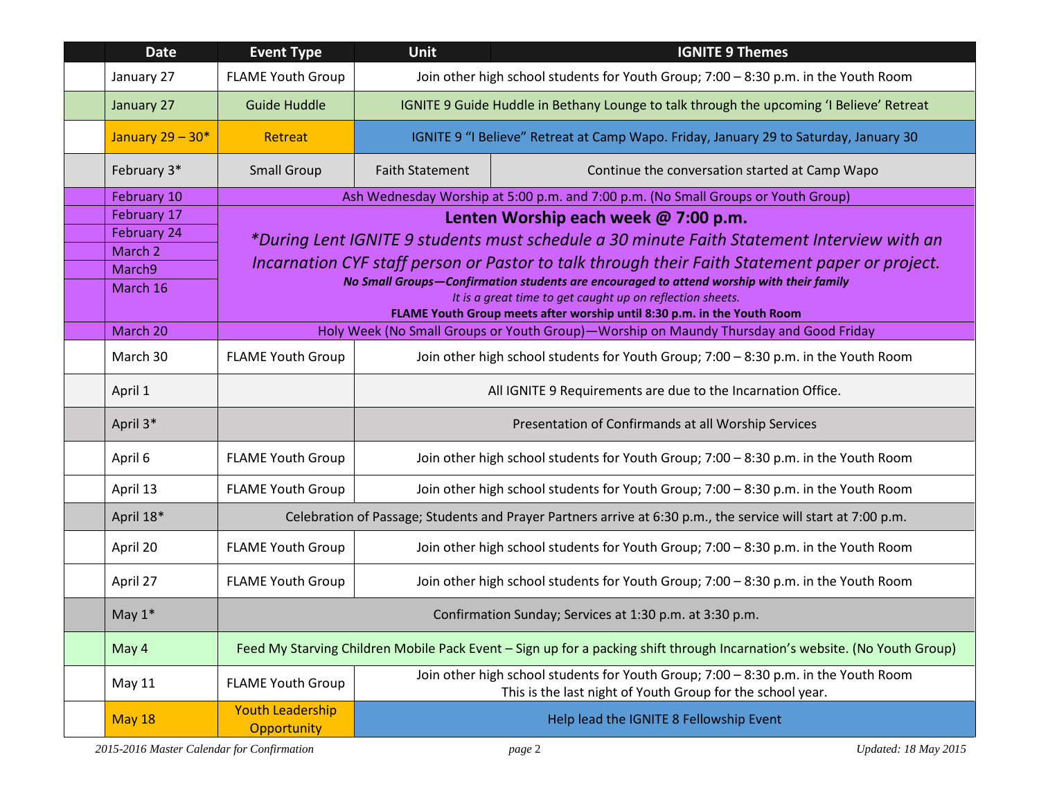| | Date | Event Type | Unit | IGNITE 9 Themes |
|---|---|---|---|---|
| | January 27 | FLAME Youth Group | Join other high school students for Youth Group; 7:00 – 8:30 p.m. in the Youth Room | |
| | January 27 | Guide Huddle | IGNITE 9 Guide Huddle in Bethany Lounge to talk through the upcoming 'I Believe' Retreat | |
| | January 29 – 30* | Retreat | IGNITE 9 "I Believe" Retreat at Camp Wapo. Friday, January 29 to Saturday, January 30 | |
| | February 3* | Small Group | Faith Statement | Continue the conversation started at Camp Wapo |
| | February 10 | Ash Wednesday Worship at 5:00 p.m. and 7:00 p.m. (No Small Groups or Youth Group) | | |
| | February 17<br>February 24<br>March 2<br>March9<br>March 16 | **Lenten Worship each week @ 7:00 p.m.**<br>*\*During Lent IGNITE 9 students must schedule a 30 minute Faith Statement Interview with an Incarnation CYF staff person or Pastor to talk through their Faith Statement paper or project.*<br>***No Small Groups—Confirmation students are encouraged to attend worship with their family***<br>*It is a great time to get caught up on reflection sheets.*<br>**FLAME Youth Group meets after worship until 8:30 p.m. in the Youth Room** | | |
| | March 20 | Holy Week (No Small Groups or Youth Group)—Worship on Maundy Thursday and Good Friday | | |
| | March 30 | FLAME Youth Group | Join other high school students for Youth Group; 7:00 – 8:30 p.m. in the Youth Room | |
| | April 1 | | All IGNITE 9 Requirements are due to the Incarnation Office. | |
| | April 3* | | Presentation of Confirmands at all Worship Services | |
| | April 6 | FLAME Youth Group | Join other high school students for Youth Group; 7:00 – 8:30 p.m. in the Youth Room | |
| | April 13 | FLAME Youth Group | Join other high school students for Youth Group; 7:00 – 8:30 p.m. in the Youth Room | |
| | April 18* | Celebration of Passage; Students and Prayer Partners arrive at 6:30 p.m., the service will start at 7:00 p.m. | | |
| | April 20 | FLAME Youth Group | Join other high school students for Youth Group; 7:00 – 8:30 p.m. in the Youth Room | |
| | April 27 | FLAME Youth Group | Join other high school students for Youth Group; 7:00 – 8:30 p.m. in the Youth Room | |
| | May 1* | Confirmation Sunday; Services at 1:30 p.m. at 3:30 p.m. | | |
| | May 4 | Feed My Starving Children Mobile Pack Event – Sign up for a packing shift through Incarnation's website. (No Youth Group) | | |
| | May 11 | FLAME Youth Group | Join other high school students for Youth Group; 7:00 – 8:30 p.m. in the Youth Room<br>This is the last night of Youth Group for the school year. | |
| | May 18 | Youth Leadership Opportunity | Help lead the IGNITE 8 Fellowship Event | |

*2015-2016 Master Calendar for Confirmation* *Updated: 18 May 2015*